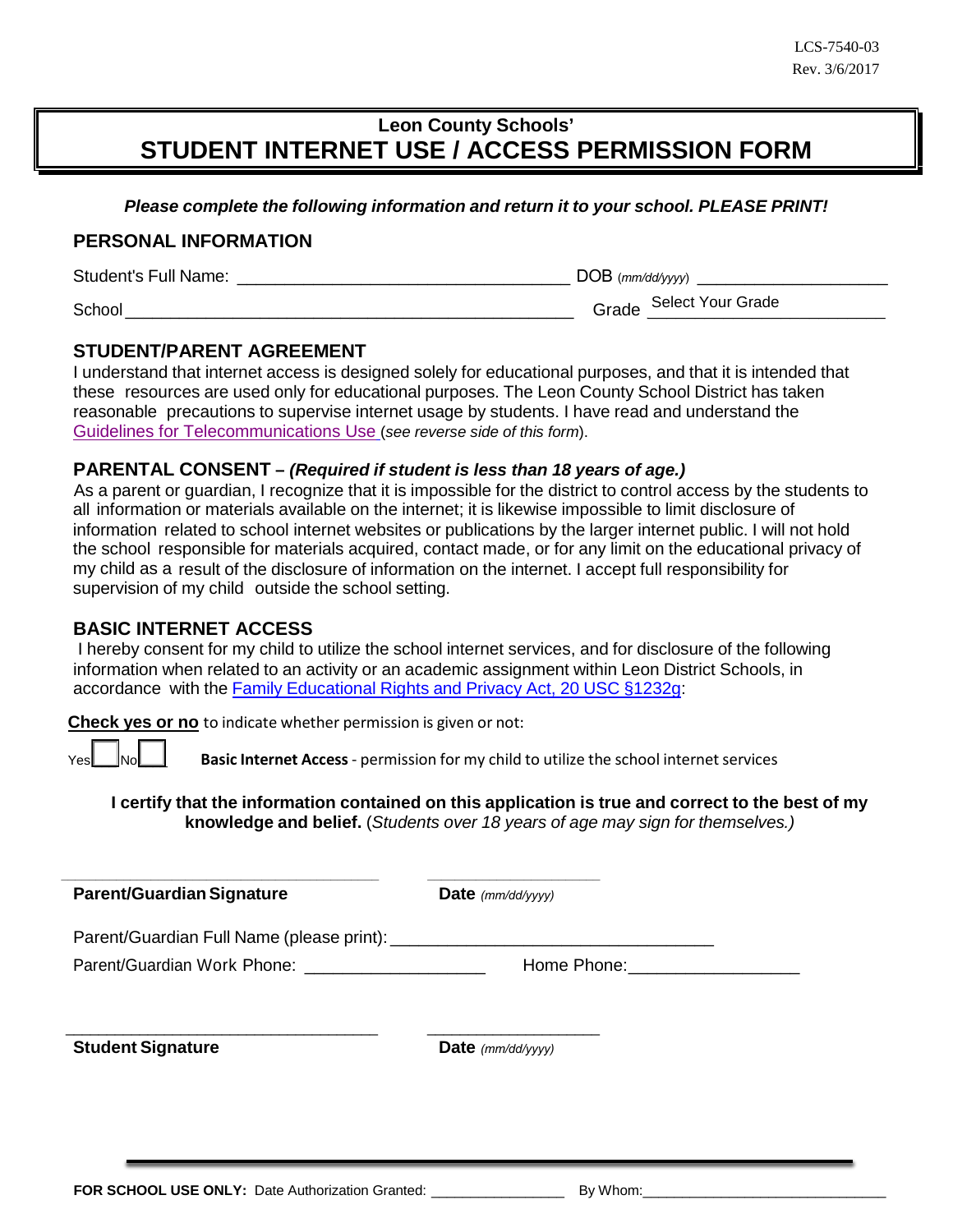LCS-7540-03
Rev. 3/6/2017

# Leon County Schools'
# STUDENT INTERNET USE / ACCESS PERMISSION FORM

***Please complete the following information and return it to your school. PLEASE PRINT!***

## PERSONAL INFORMATION

Student's Full Name: ___________________________________ DOB (*mm/dd/yyyy*) ____________________

School ______________________________________________ Grade Select Your Grade

## STUDENT/PARENT AGREEMENT

I understand that internet access is designed solely for educational purposes, and that it is intended that these resources are used only for educational purposes. The Leon County School District has taken reasonable precautions to supervise internet usage by students. I have read and understand the Guidelines for Telecommunications Use (*see reverse side of this form*).

## PARENTAL CONSENT – *(Required if student is less than 18 years of age.)*

As a parent or guardian, I recognize that it is impossible for the district to control access by the students to all information or materials available on the internet; it is likewise impossible to limit disclosure of information related to school internet websites or publications by the larger internet public. I will not hold the school responsible for materials acquired, contact made, or for any limit on the educational privacy of my child as a result of the disclosure of information on the internet. I accept full responsibility for supervision of my child outside the school setting.

## BASIC INTERNET ACCESS

I hereby consent for my child to utilize the school internet services, and for disclosure of the following information when related to an activity or an academic assignment within Leon District Schools, in accordance with the Family Educational Rights and Privacy Act, 20 USC §1232g:

**Check yes or no** to indicate whether permission is given or not:

Yes ☐ No ☐ **Basic Internet Access** - permission for my child to utilize the school internet services

**I certify that the information contained on this application is true and correct to the best of my knowledge and belief.** (*Students over 18 years of age may sign for themselves.*)

___________________________________ ____________________

**Parent/Guardian Signature** **Date** *(mm/dd/yyyy)*

Parent/Guardian Full Name (please print): ___________________________________

Parent/Guardian Work Phone: ___________________ Home Phone: __________________

___________________________________ ____________________

**Student Signature** **Date** *(mm/dd/yyyy)*

**FOR SCHOOL USE ONLY:** Date Authorization Granted: _________________ By Whom: ______________________________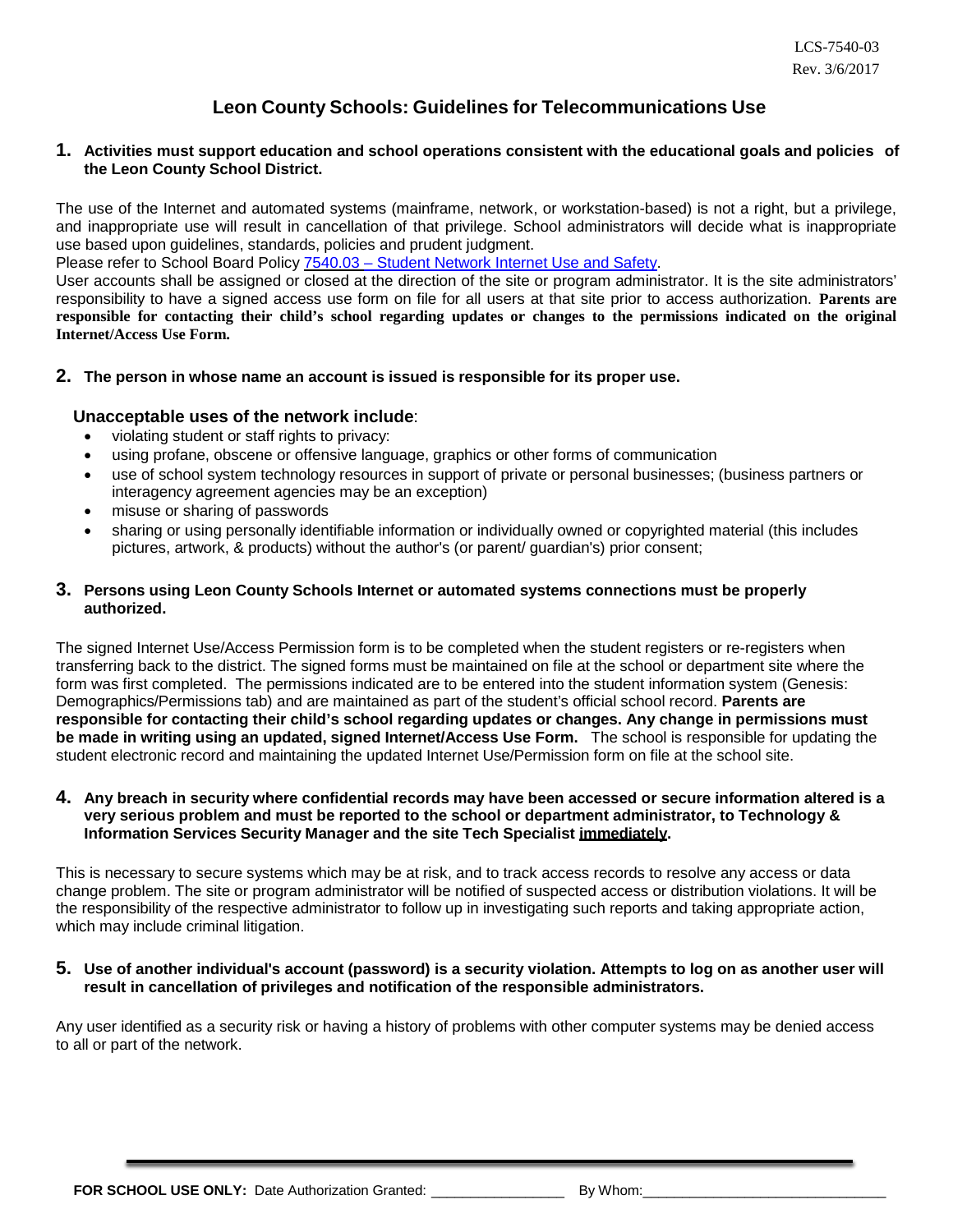LCS-7540-03
Rev. 3/6/2017

# Leon County Schools: Guidelines for Telecommunications Use

**1. Activities must support education and school operations consistent with the educational goals and policies of the Leon County School District.**

The use of the Internet and automated systems (mainframe, network, or workstation-based) is not a right, but a privilege, and inappropriate use will result in cancellation of that privilege. School administrators will decide what is inappropriate use based upon guidelines, standards, policies and prudent judgment.
Please refer to School Board Policy [7540.03 – Student Network Internet Use and Safety](#).
User accounts shall be assigned or closed at the direction of the site or program administrator. It is the site administrators' responsibility to have a signed access use form on file for all users at that site prior to access authorization. **Parents are responsible for contacting their child's school regarding updates or changes to the permissions indicated on the original Internet/Access Use Form.**

**2. The person in whose name an account is issued is responsible for its proper use.**

**Unacceptable uses of the network include**:

- violating student or staff rights to privacy:
- using profane, obscene or offensive language, graphics or other forms of communication
- use of school system technology resources in support of private or personal businesses; (business partners or interagency agreement agencies may be an exception)
- misuse or sharing of passwords
- sharing or using personally identifiable information or individually owned or copyrighted material (this includes pictures, artwork, & products) without the author's (or parent/ guardian's) prior consent;

**3. Persons using Leon County Schools Internet or automated systems connections must be properly authorized.**

The signed Internet Use/Access Permission form is to be completed when the student registers or re-registers when transferring back to the district. The signed forms must be maintained on file at the school or department site where the form was first completed. The permissions indicated are to be entered into the student information system (Genesis: Demographics/Permissions tab) and are maintained as part of the student's official school record. **Parents are responsible for contacting their child's school regarding updates or changes. Any change in permissions must be made in writing using an updated, signed Internet/Access Use Form.** The school is responsible for updating the student electronic record and maintaining the updated Internet Use/Permission form on file at the school site.

**4. Any breach in security where confidential records may have been accessed or secure information altered is a very serious problem and must be reported to the school or department administrator, to Technology & Information Services Security Manager and the site Tech Specialist immediately.**

This is necessary to secure systems which may be at risk, and to track access records to resolve any access or data change problem. The site or program administrator will be notified of suspected access or distribution violations. It will be the responsibility of the respective administrator to follow up in investigating such reports and taking appropriate action, which may include criminal litigation.

**5. Use of another individual's account (password) is a security violation. Attempts to log on as another user will result in cancellation of privileges and notification of the responsible administrators.**

Any user identified as a security risk or having a history of problems with other computer systems may be denied access to all or part of the network.

---

**FOR SCHOOL USE ONLY:** Date Authorization Granted: _________________ By Whom:_______________________________